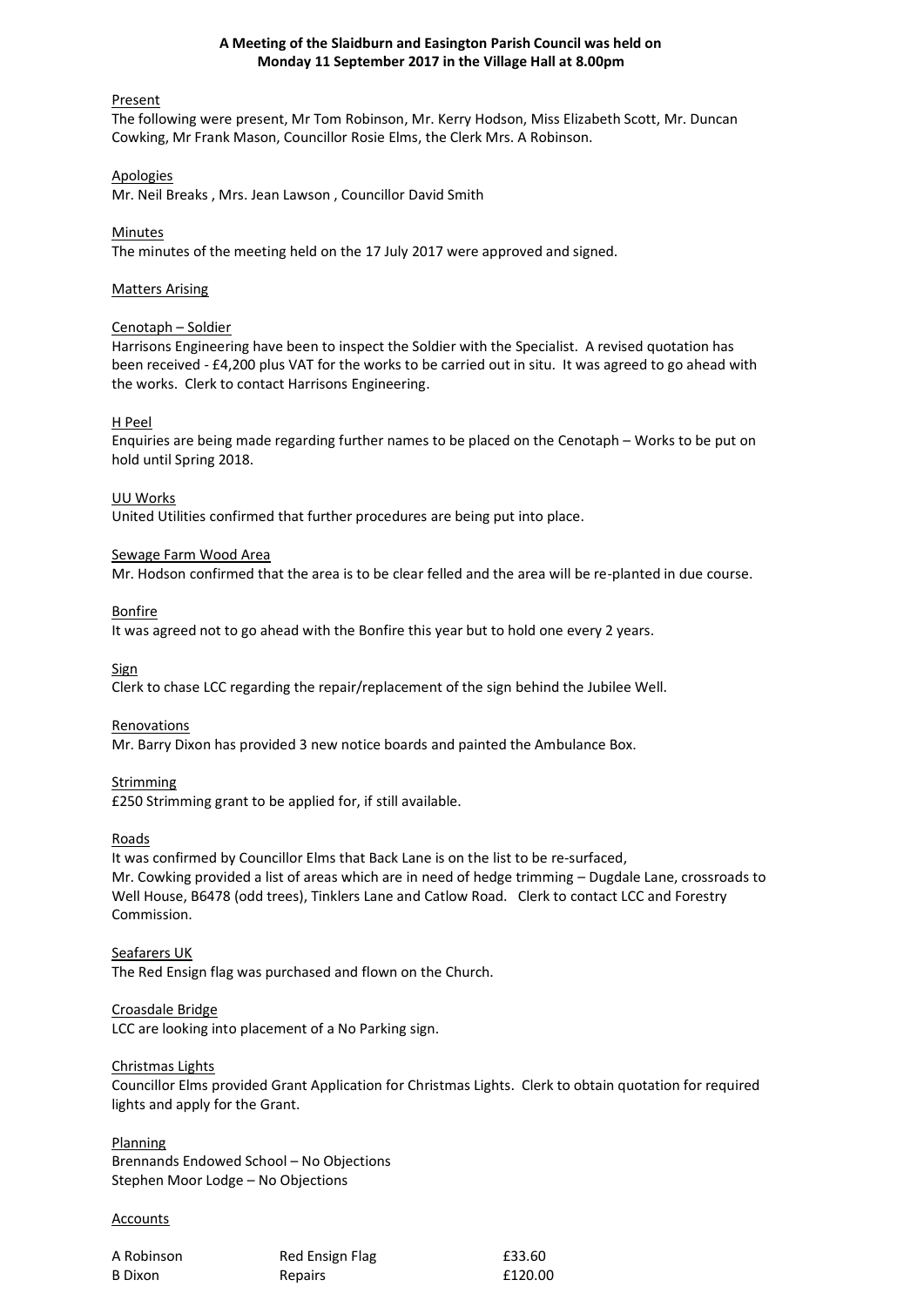**A Meeting of the Slaidburn and Easington Parish Council was held on Monday 11 September 2017 in the Village Hall at 8.00pm**

Present

The following were present, Mr Tom Robinson, Mr. Kerry Hodson, Miss Elizabeth Scott, Mr. Duncan Cowking, Mr Frank Mason, Councillor Rosie Elms, the Clerk Mrs. A Robinson.

Apologies

Mr. Neil Breaks , Mrs. Jean Lawson , Councillor David Smith

Minutes

The minutes of the meeting held on the 17 July 2017 were approved and signed.

Matters Arising

Cenotaph – Soldier

Harrisons Engineering have been to inspect the Soldier with the Specialist. A revised quotation has been received - £4,200 plus VAT for the works to be carried out in situ. It was agreed to go ahead with the works. Clerk to contact Harrisons Engineering.

H Peel

Enquiries are being made regarding further names to be placed on the Cenotaph – Works to be put on hold until Spring 2018.

UU Works

United Utilities confirmed that further procedures are being put into place.

Sewage Farm Wood Area

Mr. Hodson confirmed that the area is to be clear felled and the area will be re-planted in due course.

Bonfire

It was agreed not to go ahead with the Bonfire this year but to hold one every 2 years.

Sign

Clerk to chase LCC regarding the repair/replacement of the sign behind the Jubilee Well.

Renovations

Mr. Barry Dixon has provided 3 new notice boards and painted the Ambulance Box.

Strimming

£250 Strimming grant to be applied for, if still available.

Roads

It was confirmed by Councillor Elms that Back Lane is on the list to be re-surfaced,

Mr. Cowking provided a list of areas which are in need of hedge trimming – Dugdale Lane, crossroads to Well House, B6478 (odd trees), Tinklers Lane and Catlow Road. Clerk to contact LCC and Forestry Commission.

Seafarers UK

The Red Ensign flag was purchased and flown on the Church.

Croasdale Bridge

LCC are looking into placement of a No Parking sign.

Christmas Lights

Councillor Elms provided Grant Application for Christmas Lights. Clerk to obtain quotation for required lights and apply for the Grant.

Planning

Brennands Endowed School – No Objections

Stephen Moor Lodge – No Objections

Accounts

| | | |
|---|---|---|
| A Robinson | Red Ensign Flag | £33.60 |
| B Dixon | Repairs | £120.00 |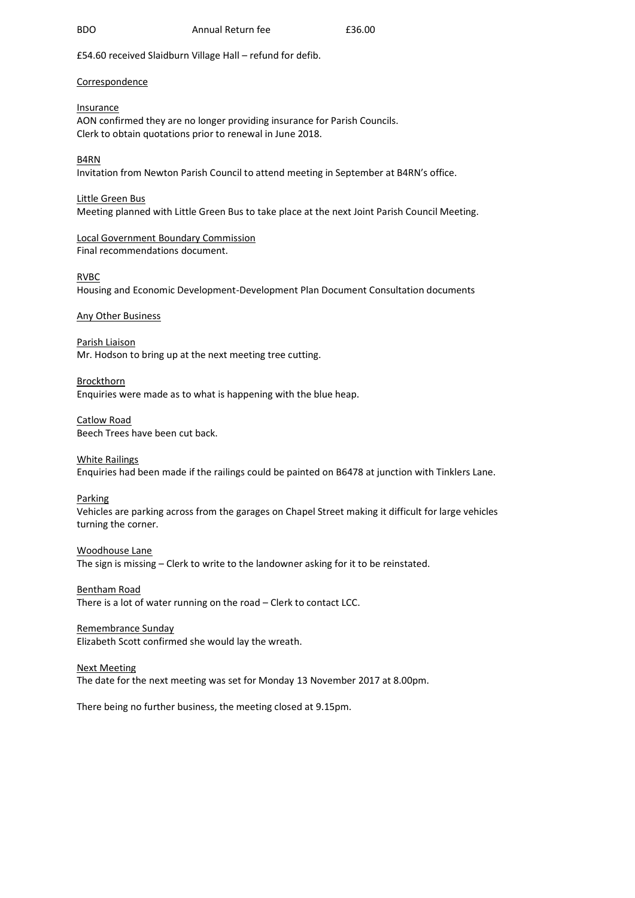| | | |
|---|---|---|
| BDO | Annual Return fee | £36.00 |

£54.60 received Slaidburn Village Hall – refund for defib.

Correspondence

Insurance
AON confirmed they are no longer providing insurance for Parish Councils.
Clerk to obtain quotations prior to renewal in June 2018.

B4RN
Invitation from Newton Parish Council to attend meeting in September at B4RN's office.

Little Green Bus
Meeting planned with Little Green Bus to take place at the next Joint Parish Council Meeting.

Local Government Boundary Commission
Final recommendations document.

RVBC
Housing and Economic Development-Development Plan Document Consultation documents

Any Other Business

Parish Liaison
Mr. Hodson to bring up at the next meeting tree cutting.

Brockthorn
Enquiries were made as to what is happening with the blue heap.

Catlow Road
Beech Trees have been cut back.

White Railings
Enquiries had been made if the railings could be painted on B6478 at junction with Tinklers Lane.

Parking
Vehicles are parking across from the garages on Chapel Street making it difficult for large vehicles turning the corner.

Woodhouse Lane
The sign is missing – Clerk to write to the landowner asking for it to be reinstated.

Bentham Road
There is a lot of water running on the road – Clerk to contact LCC.

Remembrance Sunday
Elizabeth Scott confirmed she would lay the wreath.

Next Meeting
The date for the next meeting was set for Monday 13 November 2017 at 8.00pm.

There being no further business, the meeting closed at 9.15pm.